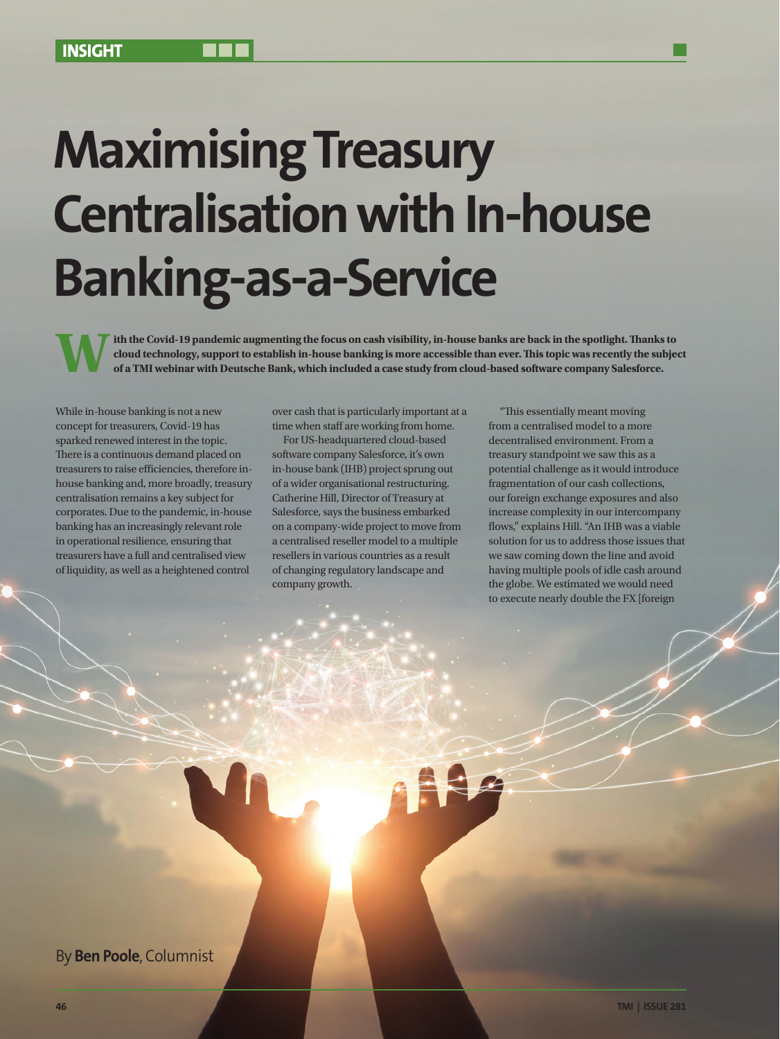INSIGHT

# Maximising Treasury Centralisation with In-house Banking-as-a-Service

**With the Covid-19 pandemic augmenting the focus on cash visibility, in-house banks are back in the spotlight. Thanks to cloud technology, support to establish in-house banking is more accessible than ever. This topic was recently the subject of a TMI webinar with Deutsche Bank, which included a case study from cloud-based software company Salesforce.**

While in-house banking is not a new concept for treasurers, Covid-19 has sparked renewed interest in the topic. There is a continuous demand placed on treasurers to raise efficiencies, therefore in-house banking and, more broadly, treasury centralisation remains a key subject for corporates. Due to the pandemic, in-house banking has an increasingly relevant role in operational resilience, ensuring that treasurers have a full and centralised view of liquidity, as well as a heightened control over cash that is particularly important at a time when staff are working from home.

For US-headquartered cloud-based software company Salesforce, it's own in-house bank (IHB) project sprung out of a wider organisational restructuring. Catherine Hill, Director of Treasury at Salesforce, says the business embarked on a company-wide project to move from a centralised reseller model to a multiple resellers in various countries as a result of changing regulatory landscape and company growth.

"This essentially meant moving from a centralised model to a more decentralised environment. From a treasury standpoint we saw this as a potential challenge as it would introduce fragmentation of our cash collections, our foreign exchange exposures and also increase complexity in our intercompany flows," explains Hill. "An IHB was a viable solution for us to address those issues that we saw coming down the line and avoid having multiple pools of idle cash around the globe. We estimated we would need to execute nearly double the FX [foreign

By **Ben Poole**, Columnist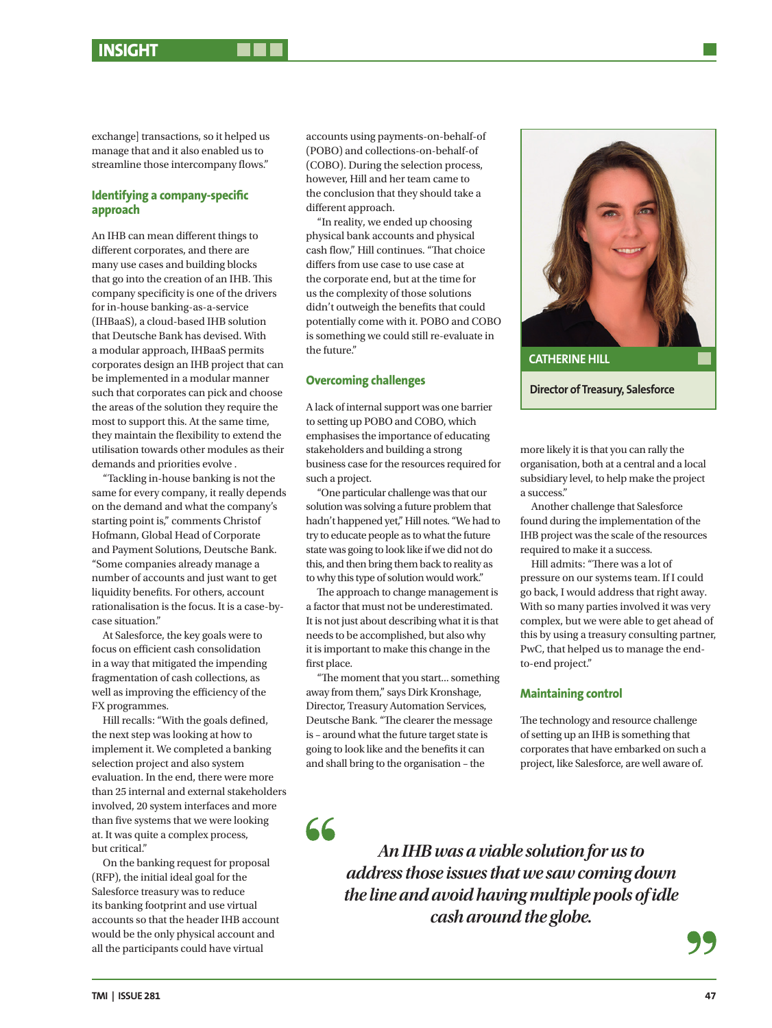exchange] transactions, so it helped us manage that and it also enabled us to streamline those intercompany flows."

### Identifying a company-specific approach

An IHB can mean different things to different corporates, and there are many use cases and building blocks that go into the creation of an IHB. This company specificity is one of the drivers for in-house banking-as-a-service (IHBaaS), a cloud-based IHB solution that Deutsche Bank has devised. With a modular approach, IHBaaS permits corporates design an IHB project that can be implemented in a modular manner such that corporates can pick and choose the areas of the solution they require the most to support this. At the same time, they maintain the flexibility to extend the utilisation towards other modules as their demands and priorities evolve .

"Tackling in-house banking is not the same for every company, it really depends on the demand and what the company's starting point is," comments Christof Hofmann, Global Head of Corporate and Payment Solutions, Deutsche Bank. "Some companies already manage a number of accounts and just want to get liquidity benefits. For others, account rationalisation is the focus. It is a case-by-case situation."

At Salesforce, the key goals were to focus on efficient cash consolidation in a way that mitigated the impending fragmentation of cash collections, as well as improving the efficiency of the FX programmes.

Hill recalls: "With the goals defined, the next step was looking at how to implement it. We completed a banking selection project and also system evaluation. In the end, there were more than 25 internal and external stakeholders involved, 20 system interfaces and more than five systems that we were looking at. It was quite a complex process, but critical."

On the banking request for proposal (RFP), the initial ideal goal for the Salesforce treasury was to reduce its banking footprint and use virtual accounts so that the header IHB account would be the only physical account and all the participants could have virtual accounts using payments-on-behalf-of (POBO) and collections-on-behalf-of (COBO). During the selection process, however, Hill and her team came to the conclusion that they should take a different approach.

"In reality, we ended up choosing physical bank accounts and physical cash flow," Hill continues. "That choice differs from use case to use case at the corporate end, but at the time for us the complexity of those solutions didn't outweigh the benefits that could potentially come with it. POBO and COBO is something we could still re-evaluate in the future."

**CATHERINE HILL**

**Director of Treasury, Salesforce**

### Overcoming challenges

A lack of internal support was one barrier to setting up POBO and COBO, which emphasises the importance of educating stakeholders and building a strong business case for the resources required for such a project.

"One particular challenge was that our solution was solving a future problem that hadn't happened yet," Hill notes. "We had to try to educate people as to what the future state was going to look like if we did not do this, and then bring them back to reality as to why this type of solution would work."

The approach to change management is a factor that must not be underestimated. It is not just about describing what it is that needs to be accomplished, but also why it is important to make this change in the first place.

"The moment that you start... something away from them," says Dirk Kronshage, Director, Treasury Automation Services, Deutsche Bank. "The clearer the message is – around what the future target state is going to look like and the benefits it can and shall bring to the organisation – the more likely it is that you can rally the organisation, both at a central and a local subsidiary level, to help make the project a success."

Another challenge that Salesforce found during the implementation of the IHB project was the scale of the resources required to make it a success.

Hill admits: "There was a lot of pressure on our systems team. If I could go back, I would address that right away. With so many parties involved it was very complex, but we were able to get ahead of this by using a treasury consulting partner, PwC, that helped us to manage the end-to-end project."

### Maintaining control

The technology and resource challenge of setting up an IHB is something that corporates that have embarked on such a project, like Salesforce, are well aware of.

> *An IHB was a viable solution for us to address those issues that we saw coming down the line and avoid having multiple pools of idle cash around the globe.*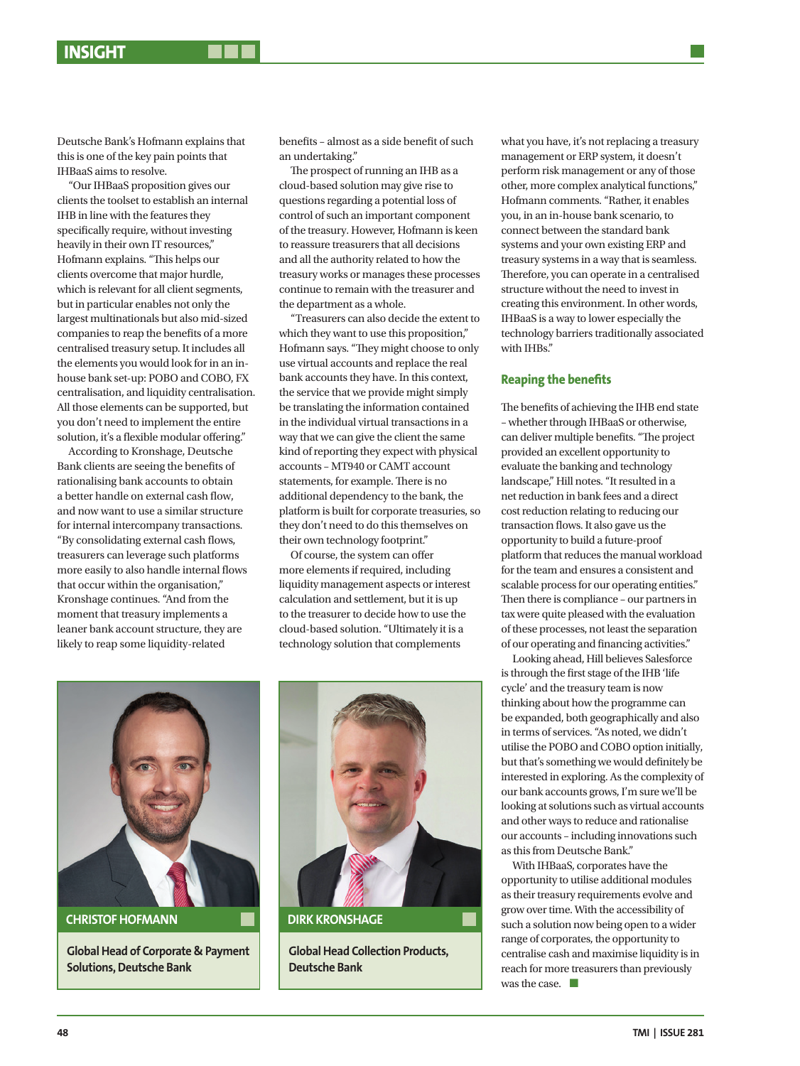Deutsche Bank's Hofmann explains that this is one of the key pain points that IHBaaS aims to resolve.

"Our IHBaaS proposition gives our clients the toolset to establish an internal IHB in line with the features they specifically require, without investing heavily in their own IT resources," Hofmann explains. "This helps our clients overcome that major hurdle, which is relevant for all client segments, but in particular enables not only the largest multinationals but also mid-sized companies to reap the benefits of a more centralised treasury setup. It includes all the elements you would look for in an in-house bank set-up: POBO and COBO, FX centralisation, and liquidity centralisation. All those elements can be supported, but you don't need to implement the entire solution, it's a flexible modular offering."

According to Kronshage, Deutsche Bank clients are seeing the benefits of rationalising bank accounts to obtain a better handle on external cash flow, and now want to use a similar structure for internal intercompany transactions. "By consolidating external cash flows, treasurers can leverage such platforms more easily to also handle internal flows that occur within the organisation," Kronshage continues. "And from the moment that treasury implements a leaner bank account structure, they are likely to reap some liquidity-related benefits – almost as a side benefit of such an undertaking."

The prospect of running an IHB as a cloud-based solution may give rise to questions regarding a potential loss of control of such an important component of the treasury. However, Hofmann is keen to reassure treasurers that all decisions and all the authority related to how the treasury works or manages these processes continue to remain with the treasurer and the department as a whole.

"Treasurers can also decide the extent to which they want to use this proposition," Hofmann says. "They might choose to only use virtual accounts and replace the real bank accounts they have. In this context, the service that we provide might simply be translating the information contained in the individual virtual transactions in a way that we can give the client the same kind of reporting they expect with physical accounts – MT940 or CAMT account statements, for example. There is no additional dependency to the bank, the platform is built for corporate treasuries, so they don't need to do this themselves on their own technology footprint."

Of course, the system can offer more elements if required, including liquidity management aspects or interest calculation and settlement, but it is up to the treasurer to decide how to use the cloud-based solution. "Ultimately it is a technology solution that complements what you have, it's not replacing a treasury management or ERP system, it doesn't perform risk management or any of those other, more complex analytical functions," Hofmann comments. "Rather, it enables you, in an in-house bank scenario, to connect between the standard bank systems and your own existing ERP and treasury systems in a way that is seamless. Therefore, you can operate in a centralised structure without the need to invest in creating this environment. In other words, IHBaaS is a way to lower especially the technology barriers traditionally associated with IHBs."

**CHRISTOF HOFMANN**

**Global Head of Corporate & Payment Solutions, Deutsche Bank**

**DIRK KRONSHAGE**

**Global Head Collection Products, Deutsche Bank**

## Reaping the benefits

The benefits of achieving the IHB end state – whether through IHBaaS or otherwise, can deliver multiple benefits. "The project provided an excellent opportunity to evaluate the banking and technology landscape," Hill notes. "It resulted in a net reduction in bank fees and a direct cost reduction relating to reducing our transaction flows. It also gave us the opportunity to build a future-proof platform that reduces the manual workload for the team and ensures a consistent and scalable process for our operating entities." Then there is compliance – our partners in tax were quite pleased with the evaluation of these processes, not least the separation of our operating and financing activities."

Looking ahead, Hill believes Salesforce is through the first stage of the IHB 'life cycle' and the treasury team is now thinking about how the programme can be expanded, both geographically and also in terms of services. "As noted, we didn't utilise the POBO and COBO option initially, but that's something we would definitely be interested in exploring. As the complexity of our bank accounts grows, I'm sure we'll be looking at solutions such as virtual accounts and other ways to reduce and rationalise our accounts – including innovations such as this from Deutsche Bank."

With IHBaaS, corporates have the opportunity to utilise additional modules as their treasury requirements evolve and grow over time. With the accessibility of such a solution now being open to a wider range of corporates, the opportunity to centralise cash and maximise liquidity is in reach for more treasurers than previously was the case.